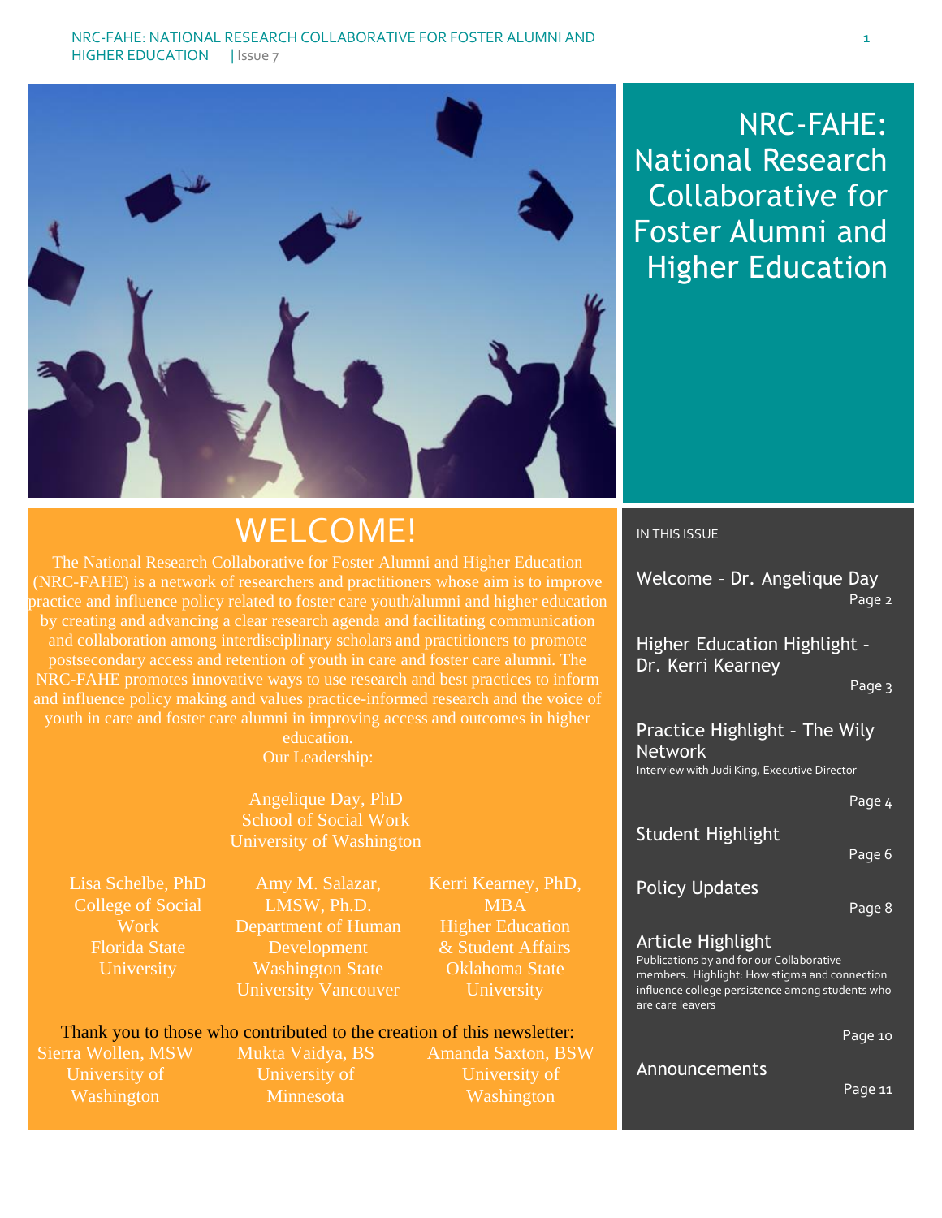# NRC-FAHE: National Research Collaborative for Foster Alumni and Higher Education

## WELCOME!

The National Research Collaborative for Foster Alumni and Higher Education (NRC-FAHE) is a network of researchers and practitioners whose aim is to improve practice and influence policy related to foster care youth/alumni and higher education by creating and advancing a clear research agenda and facilitating communication and collaboration among interdisciplinary scholars and practitioners to promote postsecondary access and retention of youth in care and foster care alumni. The NRC-FAHE promotes innovative ways to use research and best practices to inform and influence policy making and values practice-informed research and the voice of youth in care and foster care alumni in improving access and outcomes in higher education.

Our Leadership:

Angelique Day, PhD
School of Social Work
University of Washington

Lisa Schelbe, PhD
College of Social Work
Florida State University

Amy M. Salazar, LMSW, Ph.D.
Department of Human Development
Washington State University Vancouver

Kerri Kearney, PhD, MBA
Higher Education & Student Affairs
Oklahoma State University

Thank you to those who contributed to the creation of this newsletter:

Sierra Wollen, MSW
University of Washington

Mukta Vaidya, BS
University of Minnesota

Amanda Saxton, BSW
University of Washington

## IN THIS ISSUE

- Welcome - Dr. Angelique Day — Page 2
- Higher Education Highlight - Dr. Kerri Kearney — Page 3
- Practice Highlight - The Wily Network — Page 4
  Interview with Judi King, Executive Director
- Student Highlight — Page 6
- Policy Updates — Page 8
- Article Highlight — Page 10
  Publications by and for our Collaborative members. Highlight: How stigma and connection influence college persistence among students who are care leavers
- Announcements — Page 11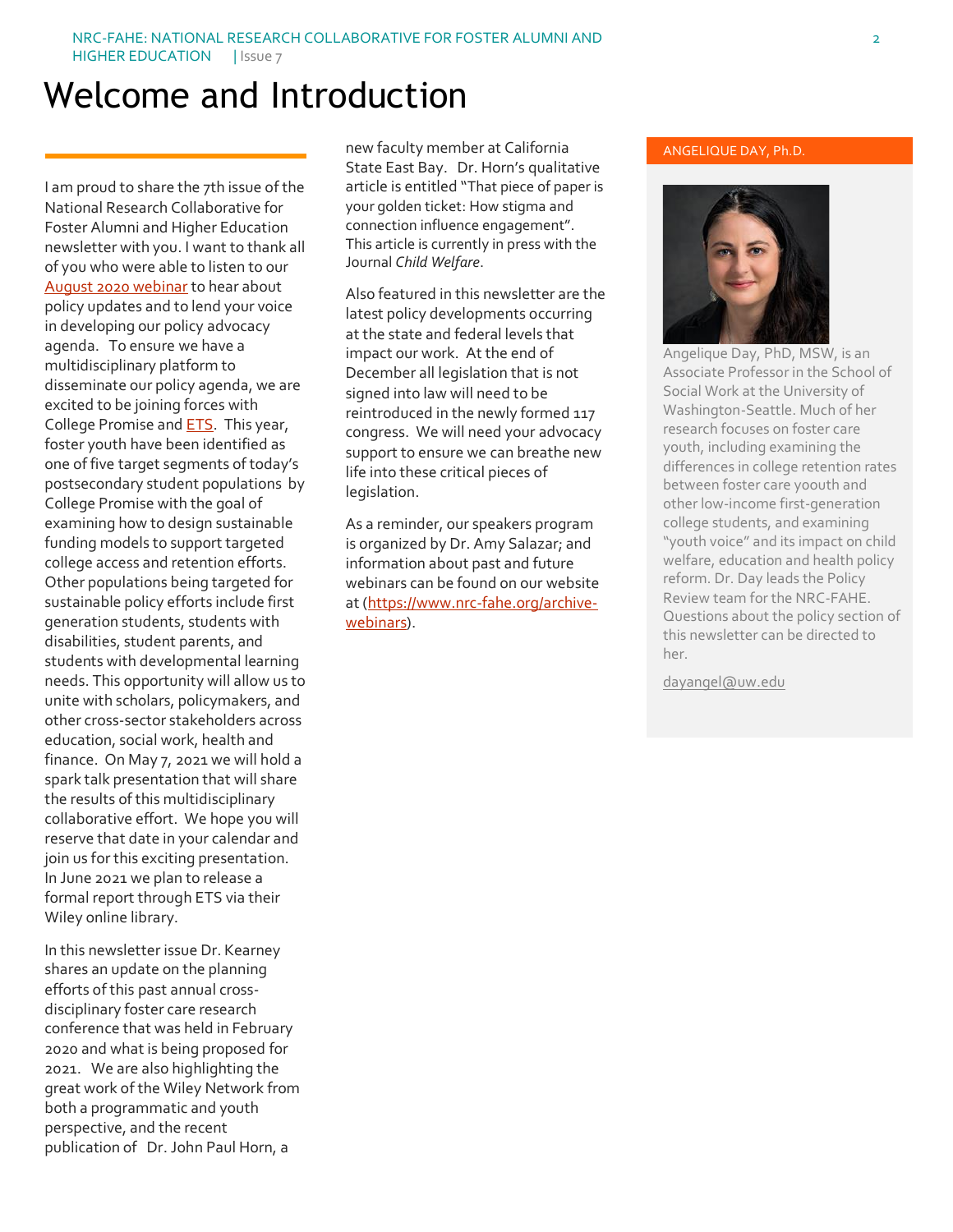# Welcome and Introduction

I am proud to share the 7th issue of the National Research Collaborative for Foster Alumni and Higher Education newsletter with you. I want to thank all of you who were able to listen to our August 2020 webinar to hear about policy updates and to lend your voice in developing our policy advocacy agenda. To ensure we have a multidisciplinary platform to disseminate our policy agenda, we are excited to be joining forces with College Promise and ETS. This year, foster youth have been identified as one of five target segments of today's postsecondary student populations by College Promise with the goal of examining how to design sustainable funding models to support targeted college access and retention efforts. Other populations being targeted for sustainable policy efforts include first generation students, students with disabilities, student parents, and students with developmental learning needs. This opportunity will allow us to unite with scholars, policymakers, and other cross-sector stakeholders across education, social work, health and finance. On May 7, 2021 we will hold a spark talk presentation that will share the results of this multidisciplinary collaborative effort. We hope you will reserve that date in your calendar and join us for this exciting presentation. In June 2021 we plan to release a formal report through ETS via their Wiley online library.

In this newsletter issue Dr. Kearney shares an update on the planning efforts of this past annual cross-disciplinary foster care research conference that was held in February 2020 and what is being proposed for 2021. We are also highlighting the great work of the Wiley Network from both a programmatic and youth perspective, and the recent publication of Dr. John Paul Horn, a new faculty member at California State East Bay. Dr. Horn's qualitative article is entitled "That piece of paper is your golden ticket: How stigma and connection influence engagement". This article is currently in press with the Journal *Child Welfare*.

Also featured in this newsletter are the latest policy developments occurring at the state and federal levels that impact our work. At the end of December all legislation that is not signed into law will need to be reintroduced in the newly formed 117 congress. We will need your advocacy support to ensure we can breathe new life into these critical pieces of legislation.

As a reminder, our speakers program is organized by Dr. Amy Salazar; and information about past and future webinars can be found on our website at (https://www.nrc-fahe.org/archive-webinars).

## ANGELIQUE DAY, Ph.D.

Angelique Day, PhD, MSW, is an Associate Professor in the School of Social Work at the University of Washington-Seattle. Much of her research focuses on foster care youth, including examining the differences in college retention rates between foster care yoouth and other low-income first-generation college students, and examining "youth voice" and its impact on child welfare, education and health policy reform. Dr. Day leads the Policy Review team for the NRC-FAHE. Questions about the policy section of this newsletter can be directed to her.

dayangel@uw.edu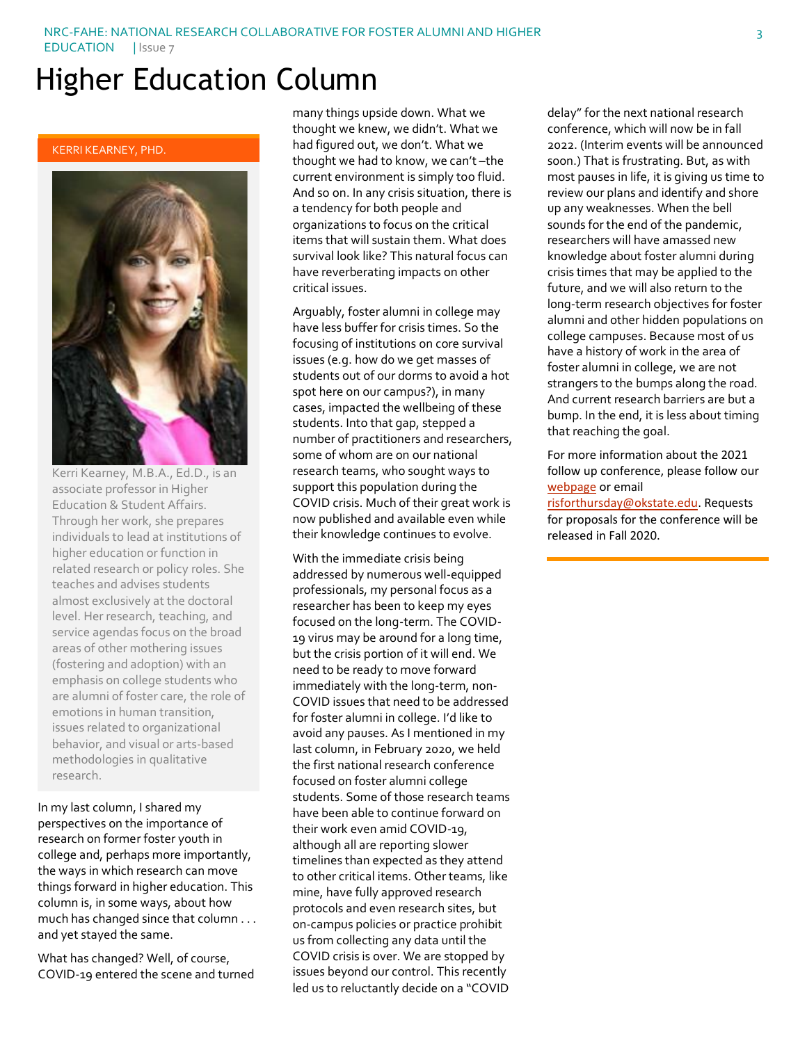# Higher Education Column

KERRI KEARNEY, PHD.

Kerri Kearney, M.B.A., Ed.D., is an associate professor in Higher Education & Student Affairs. Through her work, she prepares individuals to lead at institutions of higher education or function in related research or policy roles. She teaches and advises students almost exclusively at the doctoral level. Her research, teaching, and service agendas focus on the broad areas of other mothering issues (fostering and adoption) with an emphasis on college students who are alumni of foster care, the role of emotions in human transition, issues related to organizational behavior, and visual or arts-based methodologies in qualitative research.

In my last column, I shared my perspectives on the importance of research on former foster youth in college and, perhaps more importantly, the ways in which research can move things forward in higher education. This column is, in some ways, about how much has changed since that column . . . and yet stayed the same.

What has changed? Well, of course, COVID-19 entered the scene and turned many things upside down. What we thought we knew, we didn't. What we had figured out, we don't. What we thought we had to know, we can't –the current environment is simply too fluid. And so on. In any crisis situation, there is a tendency for both people and organizations to focus on the critical items that will sustain them. What does survival look like? This natural focus can have reverberating impacts on other critical issues.

Arguably, foster alumni in college may have less buffer for crisis times. So the focusing of institutions on core survival issues (e.g. how do we get masses of students out of our dorms to avoid a hot spot here on our campus?), in many cases, impacted the wellbeing of these students. Into that gap, stepped a number of practitioners and researchers, some of whom are on our national research teams, who sought ways to support this population during the COVID crisis. Much of their great work is now published and available even while their knowledge continues to evolve.

With the immediate crisis being addressed by numerous well-equipped professionals, my personal focus as a researcher has been to keep my eyes focused on the long-term. The COVID-19 virus may be around for a long time, but the crisis portion of it will end. We need to be ready to move forward immediately with the long-term, non-COVID issues that need to be addressed for foster alumni in college. I'd like to avoid any pauses. As I mentioned in my last column, in February 2020, we held the first national research conference focused on foster alumni college students. Some of those research teams have been able to continue forward on their work even amid COVID-19, although all are reporting slower timelines than expected as they attend to other critical items. Other teams, like mine, have fully approved research protocols and even research sites, but on-campus policies or practice prohibit us from collecting any data until the COVID crisis is over. We are stopped by issues beyond our control. This recently led us to reluctantly decide on a "COVID delay" for the next national research conference, which will now be in fall 2022. (Interim events will be announced soon.) That is frustrating. But, as with most pauses in life, it is giving us time to review our plans and identify and shore up any weaknesses. When the bell sounds for the end of the pandemic, researchers will have amassed new knowledge about foster alumni during crisis times that may be applied to the future, and we will also return to the long-term research objectives for foster alumni and other hidden populations on college campuses. Because most of us have a history of work in the area of foster alumni in college, we are not strangers to the bumps along the road. And current research barriers are but a bump. In the end, it is less about timing that reaching the goal.

For more information about the 2021 follow up conference, please follow our webpage or email risforthursday@okstate.edu. Requests for proposals for the conference will be released in Fall 2020.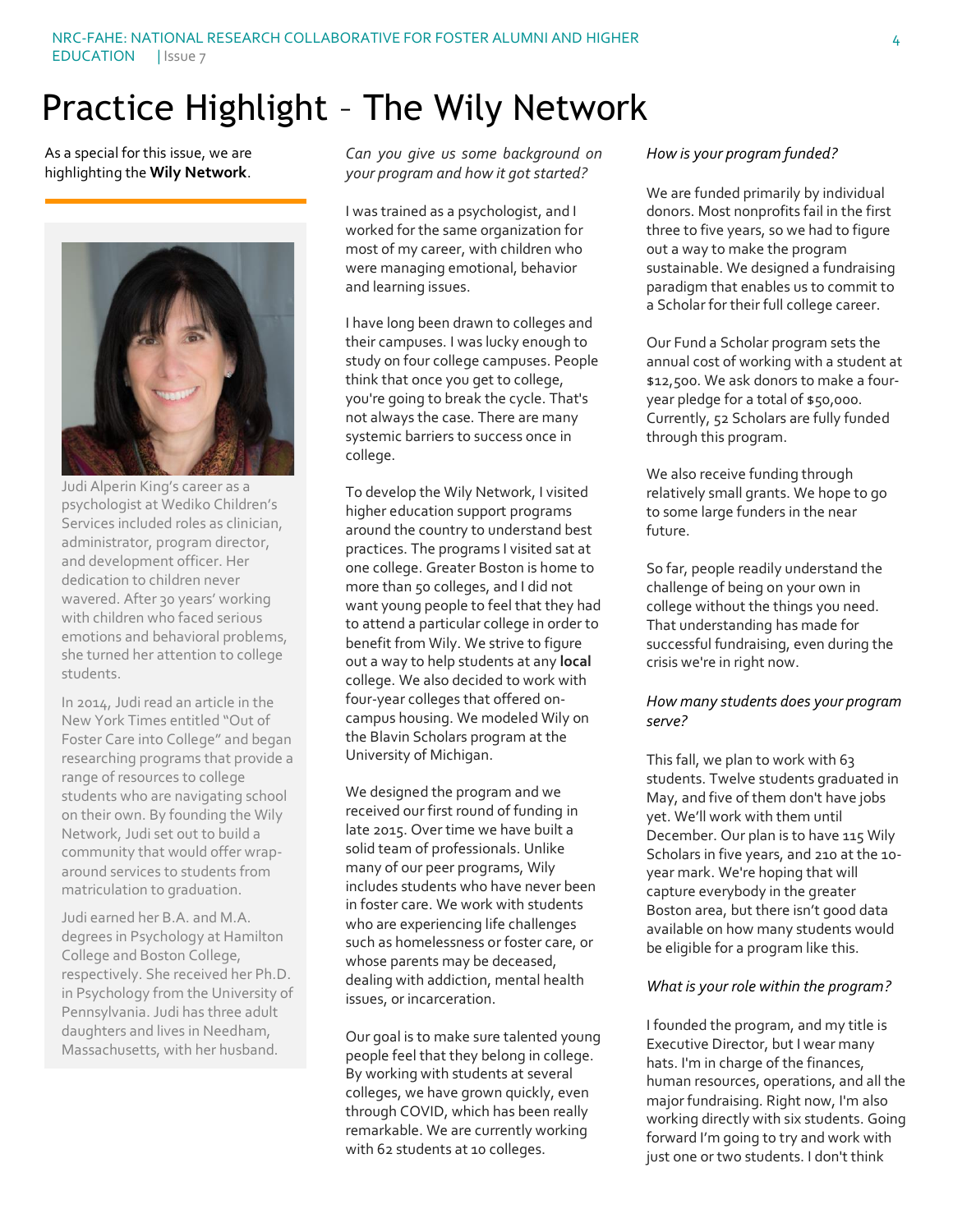# Practice Highlight – The Wily Network

As a special for this issue, we are highlighting the **Wily Network**.

Judi Alperin King's career as a psychologist at Wediko Children's Services included roles as clinician, administrator, program director, and development officer. Her dedication to children never wavered. After 30 years' working with children who faced serious emotions and behavioral problems, she turned her attention to college students.

In 2014, Judi read an article in the New York Times entitled "Out of Foster Care into College" and began researching programs that provide a range of resources to college students who are navigating school on their own. By founding the Wily Network, Judi set out to build a community that would offer wrap-around services to students from matriculation to graduation.

Judi earned her B.A. and M.A. degrees in Psychology at Hamilton College and Boston College, respectively. She received her Ph.D. in Psychology from the University of Pennsylvania. Judi has three adult daughters and lives in Needham, Massachusetts, with her husband.

*Can you give us some background on your program and how it got started?*

I was trained as a psychologist, and I worked for the same organization for most of my career, with children who were managing emotional, behavior and learning issues.

I have long been drawn to colleges and their campuses. I was lucky enough to study on four college campuses. People think that once you get to college, you're going to break the cycle. That's not always the case. There are many systemic barriers to success once in college.

To develop the Wily Network, I visited higher education support programs around the country to understand best practices. The programs I visited sat at one college. Greater Boston is home to more than 50 colleges, and I did not want young people to feel that they had to attend a particular college in order to benefit from Wily. We strive to figure out a way to help students at any **local** college. We also decided to work with four-year colleges that offered on-campus housing. We modeled Wily on the Blavin Scholars program at the University of Michigan.

We designed the program and we received our first round of funding in late 2015. Over time we have built a solid team of professionals. Unlike many of our peer programs, Wily includes students who have never been in foster care. We work with students who are experiencing life challenges such as homelessness or foster care, or whose parents may be deceased, dealing with addiction, mental health issues, or incarceration.

Our goal is to make sure talented young people feel that they belong in college. By working with students at several colleges, we have grown quickly, even through COVID, which has been really remarkable. We are currently working with 62 students at 10 colleges.

*How is your program funded?*

We are funded primarily by individual donors. Most nonprofits fail in the first three to five years, so we had to figure out a way to make the program sustainable. We designed a fundraising paradigm that enables us to commit to a Scholar for their full college career.

Our Fund a Scholar program sets the annual cost of working with a student at $12,500. We ask donors to make a four-year pledge for a total of $50,000. Currently, 52 Scholars are fully funded through this program.

We also receive funding through relatively small grants. We hope to go to some large funders in the near future.

So far, people readily understand the challenge of being on your own in college without the things you need. That understanding has made for successful fundraising, even during the crisis we're in right now.

*How many students does your program serve?*

This fall, we plan to work with 63 students. Twelve students graduated in May, and five of them don't have jobs yet. We'll work with them until December. Our plan is to have 115 Wily Scholars in five years, and 210 at the 10-year mark. We're hoping that will capture everybody in the greater Boston area, but there isn't good data available on how many students would be eligible for a program like this.

*What is your role within the program?*

I founded the program, and my title is Executive Director, but I wear many hats. I'm in charge of the finances, human resources, operations, and all the major fundraising. Right now, I'm also working directly with six students. Going forward I'm going to try and work with just one or two students. I don't think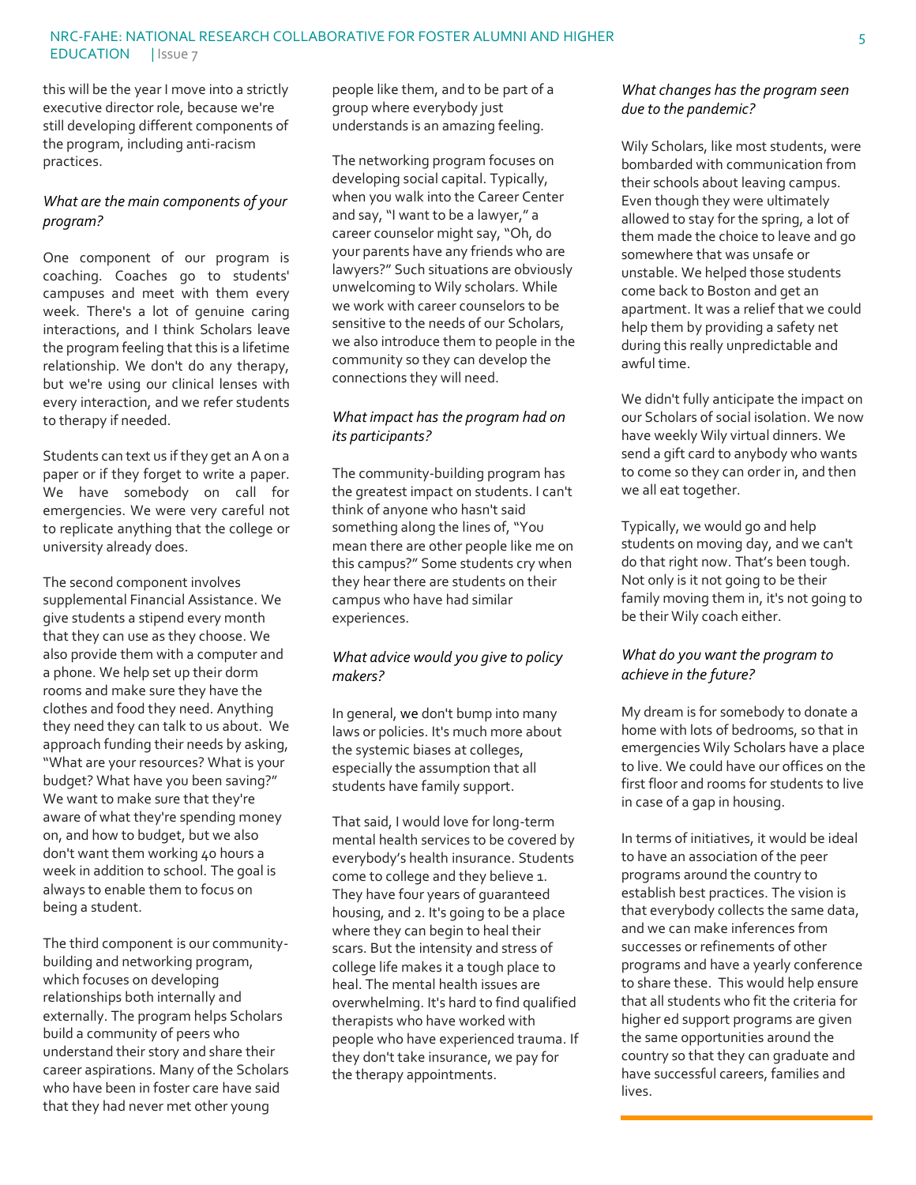this will be the year I move into a strictly executive director role, because we're still developing different components of the program, including anti-racism practices.

*What are the main components of your program?*

One component of our program is coaching. Coaches go to students' campuses and meet with them every week. There's a lot of genuine caring interactions, and I think Scholars leave the program feeling that this is a lifetime relationship. We don't do any therapy, but we're using our clinical lenses with every interaction, and we refer students to therapy if needed.

Students can text us if they get an A on a paper or if they forget to write a paper. We have somebody on call for emergencies. We were very careful not to replicate anything that the college or university already does.

The second component involves supplemental Financial Assistance. We give students a stipend every month that they can use as they choose. We also provide them with a computer and a phone. We help set up their dorm rooms and make sure they have the clothes and food they need. Anything they need they can talk to us about. We approach funding their needs by asking, "What are your resources? What is your budget? What have you been saving?" We want to make sure that they're aware of what they're spending money on, and how to budget, but we also don't want them working 40 hours a week in addition to school. The goal is always to enable them to focus on being a student.

The third component is our community-building and networking program, which focuses on developing relationships both internally and externally. The program helps Scholars build a community of peers who understand their story and share their career aspirations. Many of the Scholars who have been in foster care have said that they had never met other young people like them, and to be part of a group where everybody just understands is an amazing feeling.

The networking program focuses on developing social capital. Typically, when you walk into the Career Center and say, "I want to be a lawyer," a career counselor might say, "Oh, do your parents have any friends who are lawyers?" Such situations are obviously unwelcoming to Wily scholars. While we work with career counselors to be sensitive to the needs of our Scholars, we also introduce them to people in the community so they can develop the connections they will need.

*What impact has the program had on its participants?*

The community-building program has the greatest impact on students. I can't think of anyone who hasn't said something along the lines of, "You mean there are other people like me on this campus?" Some students cry when they hear there are students on their campus who have had similar experiences.

*What advice would you give to policy makers?*

In general, we don't bump into many laws or policies. It's much more about the systemic biases at colleges, especially the assumption that all students have family support.

That said, I would love for long-term mental health services to be covered by everybody's health insurance. Students come to college and they believe 1. They have four years of guaranteed housing, and 2. It's going to be a place where they can begin to heal their scars. But the intensity and stress of college life makes it a tough place to heal. The mental health issues are overwhelming. It's hard to find qualified therapists who have worked with people who have experienced trauma. If they don't take insurance, we pay for the therapy appointments.

*What changes has the program seen due to the pandemic?*

Wily Scholars, like most students, were bombarded with communication from their schools about leaving campus. Even though they were ultimately allowed to stay for the spring, a lot of them made the choice to leave and go somewhere that was unsafe or unstable. We helped those students come back to Boston and get an apartment. It was a relief that we could help them by providing a safety net during this really unpredictable and awful time.

We didn't fully anticipate the impact on our Scholars of social isolation. We now have weekly Wily virtual dinners. We send a gift card to anybody who wants to come so they can order in, and then we all eat together.

Typically, we would go and help students on moving day, and we can't do that right now. That's been tough. Not only is it not going to be their family moving them in, it's not going to be their Wily coach either.

*What do you want the program to achieve in the future?*

My dream is for somebody to donate a home with lots of bedrooms, so that in emergencies Wily Scholars have a place to live. We could have our offices on the first floor and rooms for students to live in case of a gap in housing.

In terms of initiatives, it would be ideal to have an association of the peer programs around the country to establish best practices. The vision is that everybody collects the same data, and we can make inferences from successes or refinements of other programs and have a yearly conference to share these. This would help ensure that all students who fit the criteria for higher ed support programs are given the same opportunities around the country so that they can graduate and have successful careers, families and lives.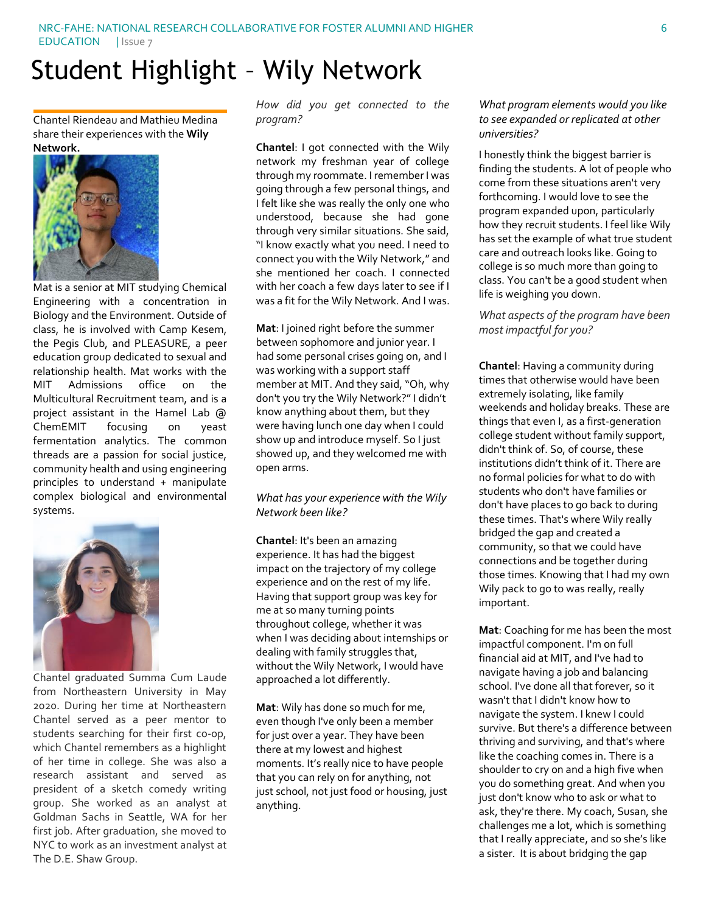# Student Highlight – Wily Network

Chantel Riendeau and Mathieu Medina share their experiences with the **Wily Network.**

Mat is a senior at MIT studying Chemical Engineering with a concentration in Biology and the Environment. Outside of class, he is involved with Camp Kesem, the Pegis Club, and PLEASURE, a peer education group dedicated to sexual and relationship health. Mat works with the MIT Admissions office on the Multicultural Recruitment team, and is a project assistant in the Hamel Lab @ ChemEMIT focusing on yeast fermentation analytics. The common threads are a passion for social justice, community health and using engineering principles to understand + manipulate complex biological and environmental systems.

Chantel graduated Summa Cum Laude from Northeastern University in May 2020. During her time at Northeastern Chantel served as a peer mentor to students searching for their first co-op, which Chantel remembers as a highlight of her time in college. She was also a research assistant and served as president of a sketch comedy writing group. She worked as an analyst at Goldman Sachs in Seattle, WA for her first job. After graduation, she moved to NYC to work as an investment analyst at The D.E. Shaw Group.

*How did you get connected to the program?*

**Chantel**: I got connected with the Wily network my freshman year of college through my roommate. I remember I was going through a few personal things, and I felt like she was really the only one who understood, because she had gone through very similar situations. She said, "I know exactly what you need. I need to connect you with the Wily Network," and she mentioned her coach. I connected with her coach a few days later to see if I was a fit for the Wily Network. And I was.

**Mat**: I joined right before the summer between sophomore and junior year. I had some personal crises going on, and I was working with a support staff member at MIT. And they said, "Oh, why don't you try the Wily Network?" I didn't know anything about them, but they were having lunch one day when I could show up and introduce myself. So I just showed up, and they welcomed me with open arms.

*What has your experience with the Wily Network been like?*

**Chantel**: It's been an amazing experience. It has had the biggest impact on the trajectory of my college experience and on the rest of my life. Having that support group was key for me at so many turning points throughout college, whether it was when I was deciding about internships or dealing with family struggles that, without the Wily Network, I would have approached a lot differently.

**Mat**: Wily has done so much for me, even though I've only been a member for just over a year. They have been there at my lowest and highest moments. It's really nice to have people that you can rely on for anything, not just school, not just food or housing, just anything.

*What program elements would you like to see expanded or replicated at other universities?*

I honestly think the biggest barrier is finding the students. A lot of people who come from these situations aren't very forthcoming. I would love to see the program expanded upon, particularly how they recruit students. I feel like Wily has set the example of what true student care and outreach looks like. Going to college is so much more than going to class. You can't be a good student when life is weighing you down.

*What aspects of the program have been most impactful for you?*

**Chantel**: Having a community during times that otherwise would have been extremely isolating, like family weekends and holiday breaks. These are things that even I, as a first-generation college student without family support, didn't think of. So, of course, these institutions didn't think of it. There are no formal policies for what to do with students who don't have families or don't have places to go back to during these times. That's where Wily really bridged the gap and created a community, so that we could have connections and be together during those times. Knowing that I had my own Wily pack to go to was really, really important.

**Mat**: Coaching for me has been the most impactful component. I'm on full financial aid at MIT, and I've had to navigate having a job and balancing school. I've done all that forever, so it wasn't that I didn't know how to navigate the system. I knew I could survive. But there's a difference between thriving and surviving, and that's where like the coaching comes in. There is a shoulder to cry on and a high five when you do something great. And when you just don't know who to ask or what to ask, they're there. My coach, Susan, she challenges me a lot, which is something that I really appreciate, and so she's like a sister. It is about bridging the gap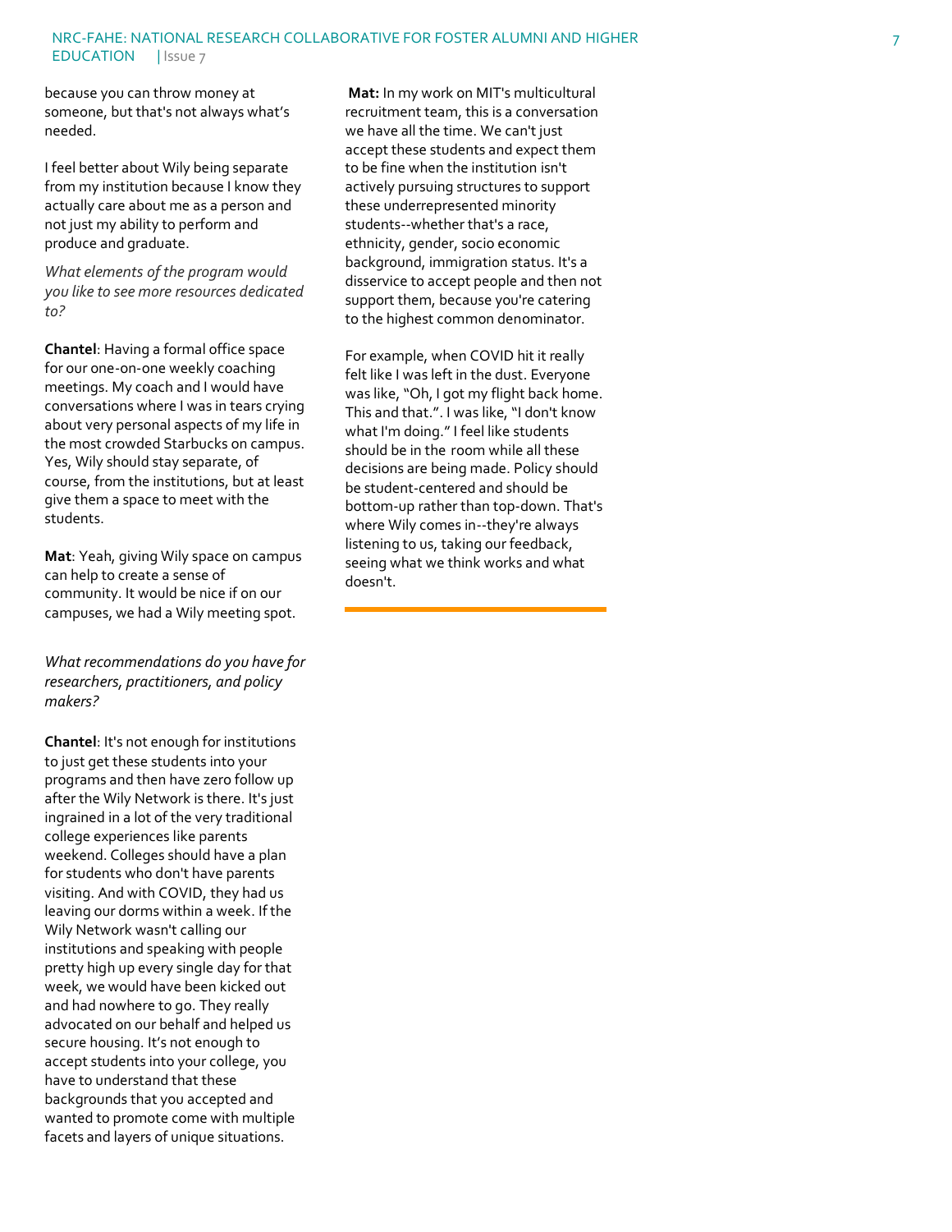because you can throw money at someone, but that's not always what's needed.

I feel better about Wily being separate from my institution because I know they actually care about me as a person and not just my ability to perform and produce and graduate.

*What elements of the program would you like to see more resources dedicated to?*

**Chantel**: Having a formal office space for our one-on-one weekly coaching meetings. My coach and I would have conversations where I was in tears crying about very personal aspects of my life in the most crowded Starbucks on campus. Yes, Wily should stay separate, of course, from the institutions, but at least give them a space to meet with the students.

**Mat**: Yeah, giving Wily space on campus can help to create a sense of community. It would be nice if on our campuses, we had a Wily meeting spot.

*What recommendations do you have for researchers, practitioners, and policy makers?*

**Chantel**: It's not enough for institutions to just get these students into your programs and then have zero follow up after the Wily Network is there. It's just ingrained in a lot of the very traditional college experiences like parents weekend. Colleges should have a plan for students who don't have parents visiting. And with COVID, they had us leaving our dorms within a week. If the Wily Network wasn't calling our institutions and speaking with people pretty high up every single day for that week, we would have been kicked out and had nowhere to go. They really advocated on our behalf and helped us secure housing. It's not enough to accept students into your college, you have to understand that these backgrounds that you accepted and wanted to promote come with multiple facets and layers of unique situations.

**Mat:** In my work on MIT's multicultural recruitment team, this is a conversation we have all the time. We can't just accept these students and expect them to be fine when the institution isn't actively pursuing structures to support these underrepresented minority students--whether that's a race, ethnicity, gender, socio economic background, immigration status. It's a disservice to accept people and then not support them, because you're catering to the highest common denominator.

For example, when COVID hit it really felt like I was left in the dust. Everyone was like, "Oh, I got my flight back home. This and that.". I was like, "I don't know what I'm doing." I feel like students should be in the room while all these decisions are being made. Policy should be student-centered and should be bottom-up rather than top-down. That's where Wily comes in--they're always listening to us, taking our feedback, seeing what we think works and what doesn't.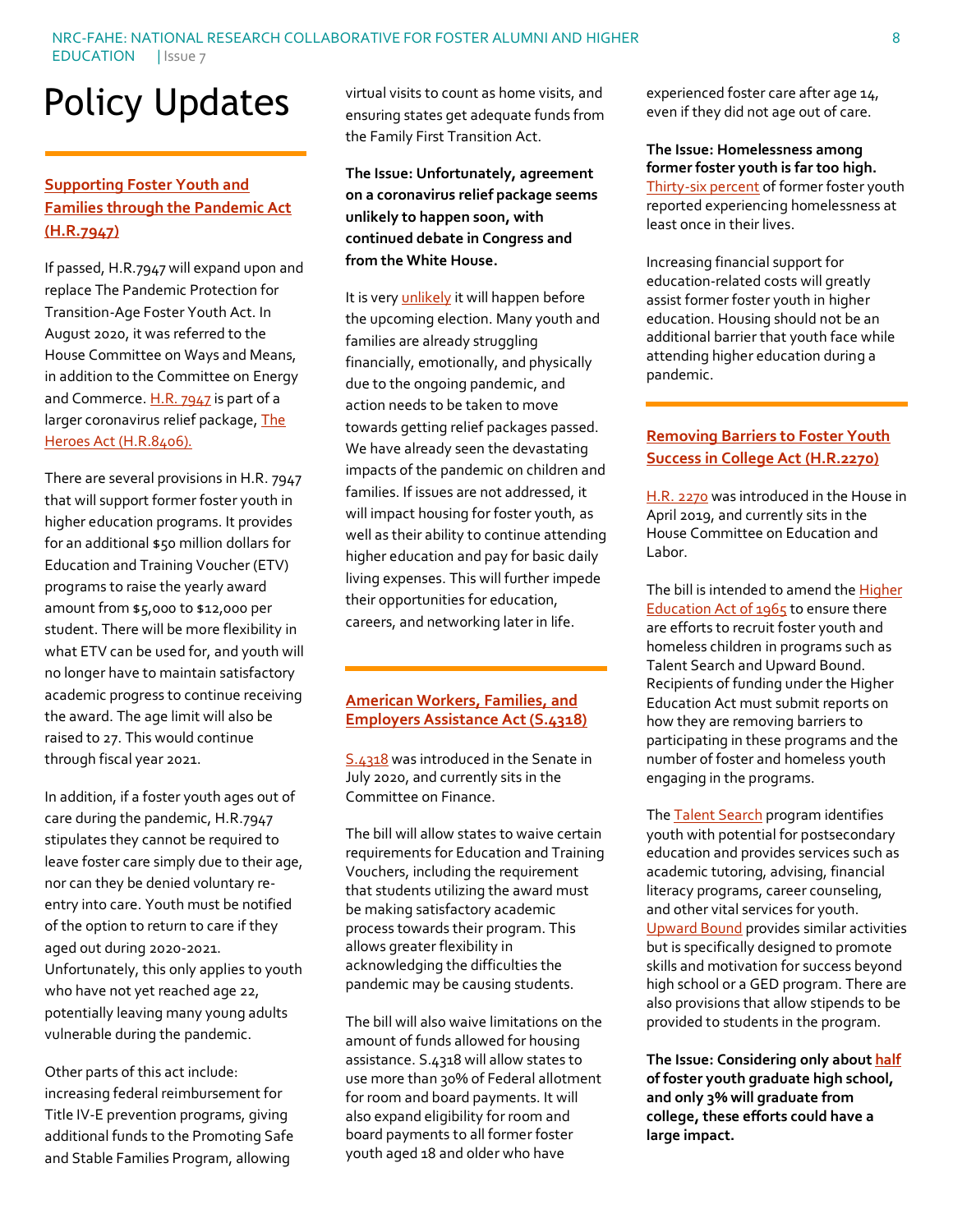# Policy Updates

## Supporting Foster Youth and Families through the Pandemic Act (H.R.7947)

If passed, H.R.7947 will expand upon and replace The Pandemic Protection for Transition-Age Foster Youth Act. In August 2020, it was referred to the House Committee on Ways and Means, in addition to the Committee on Energy and Commerce. H.R. 7947 is part of a larger coronavirus relief package, The Heroes Act (H.R.8406).

There are several provisions in H.R. 7947 that will support former foster youth in higher education programs. It provides for an additional $50 million dollars for Education and Training Voucher (ETV) programs to raise the yearly award amount from $5,000 to $12,000 per student. There will be more flexibility in what ETV can be used for, and youth will no longer have to maintain satisfactory academic progress to continue receiving the award. The age limit will also be raised to 27. This would continue through fiscal year 2021.

In addition, if a foster youth ages out of care during the pandemic, H.R.7947 stipulates they cannot be required to leave foster care simply due to their age, nor can they be denied voluntary re-entry into care. Youth must be notified of the option to return to care if they aged out during 2020-2021. Unfortunately, this only applies to youth who have not yet reached age 22, potentially leaving many young adults vulnerable during the pandemic.

Other parts of this act include: increasing federal reimbursement for Title IV-E prevention programs, giving additional funds to the Promoting Safe and Stable Families Program, allowing virtual visits to count as home visits, and ensuring states get adequate funds from the Family First Transition Act.

**The Issue: Unfortunately, agreement on a coronavirus relief package seems unlikely to happen soon, with continued debate in Congress and from the White House.**

It is very unlikely it will happen before the upcoming election. Many youth and families are already struggling financially, emotionally, and physically due to the ongoing pandemic, and action needs to be taken to move towards getting relief packages passed. We have already seen the devastating impacts of the pandemic on children and families. If issues are not addressed, it will impact housing for foster youth, as well as their ability to continue attending higher education and pay for basic daily living expenses. This will further impede their opportunities for education, careers, and networking later in life.

## American Workers, Families, and Employers Assistance Act (S.4318)

S.4318 was introduced in the Senate in July 2020, and currently sits in the Committee on Finance.

The bill will allow states to waive certain requirements for Education and Training Vouchers, including the requirement that students utilizing the award must be making satisfactory academic process towards their program. This allows greater flexibility in acknowledging the difficulties the pandemic may be causing students.

The bill will also waive limitations on the amount of funds allowed for housing assistance. S.4318 will allow states to use more than 30% of Federal allotment for room and board payments. It will also expand eligibility for room and board payments to all former foster youth aged 18 and older who have experienced foster care after age 14, even if they did not age out of care.

**The Issue: Homelessness among former foster youth is far too high.** Thirty-six percent of former foster youth reported experiencing homelessness at least once in their lives.

Increasing financial support for education-related costs will greatly assist former foster youth in higher education. Housing should not be an additional barrier that youth face while attending higher education during a pandemic.

## Removing Barriers to Foster Youth Success in College Act (H.R.2270)

H.R. 2270 was introduced in the House in April 2019, and currently sits in the House Committee on Education and Labor.

The bill is intended to amend the Higher Education Act of 1965 to ensure there are efforts to recruit foster youth and homeless children in programs such as Talent Search and Upward Bound. Recipients of funding under the Higher Education Act must submit reports on how they are removing barriers to participating in these programs and the number of foster and homeless youth engaging in the programs.

The Talent Search program identifies youth with potential for postsecondary education and provides services such as academic tutoring, advising, financial literacy programs, career counseling, and other vital services for youth. Upward Bound provides similar activities but is specifically designed to promote skills and motivation for success beyond high school or a GED program. There are also provisions that allow stipends to be provided to students in the program.

**The Issue: Considering only about half of foster youth graduate high school, and only 3% will graduate from college, these efforts could have a large impact.**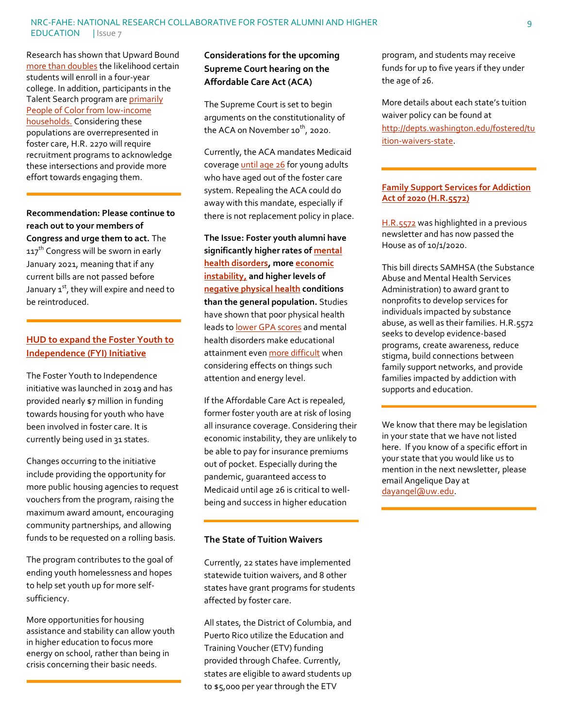Research has shown that Upward Bound more than doubles the likelihood certain students will enroll in a four-year college. In addition, participants in the Talent Search program are primarily People of Color from low-income households. Considering these populations are overrepresented in foster care, H.R. 2270 will require recruitment programs to acknowledge these intersections and provide more effort towards engaging them.

---

**Recommendation: Please continue to reach out to your members of Congress and urge them to act.** The 117th Congress will be sworn in early January 2021, meaning that if any current bills are not passed before January 1st, they will expire and need to be reintroduced.

---

## HUD to expand the Foster Youth to Independence (FYI) Initiative

The Foster Youth to Independence initiative was launched in 2019 and has provided nearly $7 million in funding towards housing for youth who have been involved in foster care. It is currently being used in 31 states.

Changes occurring to the initiative include providing the opportunity for more public housing agencies to request vouchers from the program, raising the maximum award amount, encouraging community partnerships, and allowing funds to be requested on a rolling basis.

The program contributes to the goal of ending youth homelessness and hopes to help set youth up for more self-sufficiency.

More opportunities for housing assistance and stability can allow youth in higher education to focus more energy on school, rather than being in crisis concerning their basic needs.

---

## Considerations for the upcoming Supreme Court hearing on the Affordable Care Act (ACA)

The Supreme Court is set to begin arguments on the constitutionality of the ACA on November 10th, 2020.

Currently, the ACA mandates Medicaid coverage until age 26 for young adults who have aged out of the foster care system. Repealing the ACA could do away with this mandate, especially if there is not replacement policy in place.

**The Issue: Foster youth alumni have significantly higher rates of mental health disorders, more economic instability, and higher levels of negative physical health conditions than the general population.** Studies have shown that poor physical health leads to lower GPA scores and mental health disorders make educational attainment even more difficult when considering effects on things such attention and energy level.

If the Affordable Care Act is repealed, former foster youth are at risk of losing all insurance coverage. Considering their economic instability, they are unlikely to be able to pay for insurance premiums out of pocket. Especially during the pandemic, guaranteed access to Medicaid until age 26 is critical to well-being and success in higher education

---

## The State of Tuition Waivers

Currently, 22 states have implemented statewide tuition waivers, and 8 other states have grant programs for students affected by foster care.

All states, the District of Columbia, and Puerto Rico utilize the Education and Training Voucher (ETV) funding provided through Chafee. Currently, states are eligible to award students up to $5,000 per year through the ETV program, and students may receive funds for up to five years if they under the age of 26.

More details about each state's tuition waiver policy can be found at http://depts.washington.edu/fostered/tuition-waivers-state.

---

## Family Support Services for Addiction Act of 2020 (H.R.5572)

H.R.5572 was highlighted in a previous newsletter and has now passed the House as of 10/1/2020.

This bill directs SAMHSA (the Substance Abuse and Mental Health Services Administration) to award grant to nonprofits to develop services for individuals impacted by substance abuse, as well as their families. H.R.5572 seeks to develop evidence-based programs, create awareness, reduce stigma, build connections between family support networks, and provide families impacted by addiction with supports and education.

---

We know that there may be legislation in your state that we have not listed here. If you know of a specific effort in your state that you would like us to mention in the next newsletter, please email Angelique Day at dayangel@uw.edu.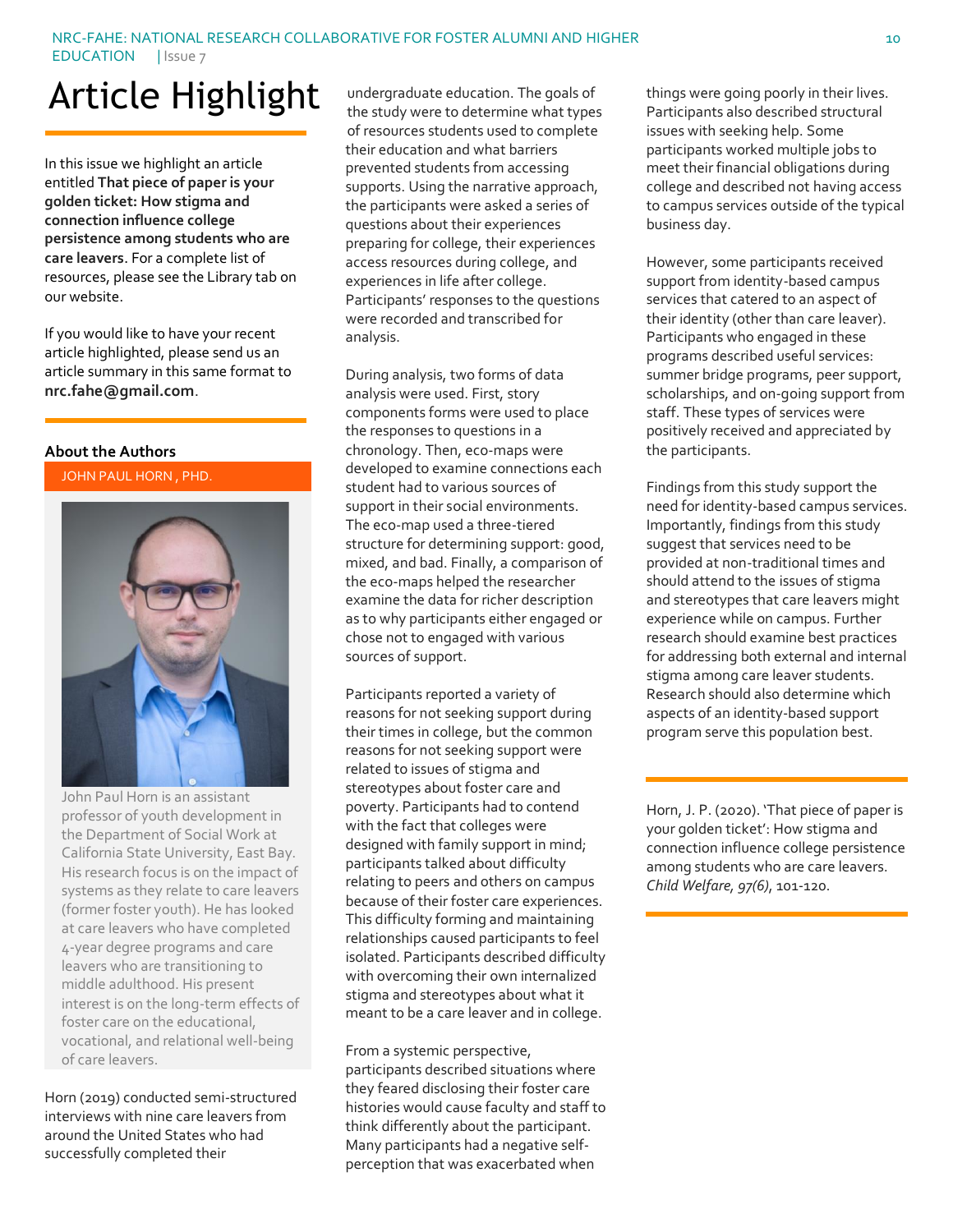# Article Highlight

In this issue we highlight an article entitled **That piece of paper is your golden ticket: How stigma and connection influence college persistence among students who are care leavers**. For a complete list of resources, please see the Library tab on our website.

If you would like to have your recent article highlighted, please send us an article summary in this same format to **nrc.fahe@gmail.com**.

**About the Authors**

JOHN PAUL HORN , PHD.

John Paul Horn is an assistant professor of youth development in the Department of Social Work at California State University, East Bay. His research focus is on the impact of systems as they relate to care leavers (former foster youth). He has looked at care leavers who have completed 4-year degree programs and care leavers who are transitioning to middle adulthood. His present interest is on the long-term effects of foster care on the educational, vocational, and relational well-being of care leavers.

Horn (2019) conducted semi-structured interviews with nine care leavers from around the United States who had successfully completed their undergraduate education. The goals of the study were to determine what types of resources students used to complete their education and what barriers prevented students from accessing supports. Using the narrative approach, the participants were asked a series of questions about their experiences preparing for college, their experiences access resources during college, and experiences in life after college. Participants' responses to the questions were recorded and transcribed for analysis.

During analysis, two forms of data analysis were used. First, story components forms were used to place the responses to questions in a chronology. Then, eco-maps were developed to examine connections each student had to various sources of support in their social environments. The eco-map used a three-tiered structure for determining support: good, mixed, and bad. Finally, a comparison of the eco-maps helped the researcher examine the data for richer description as to why participants either engaged or chose not to engaged with various sources of support.

Participants reported a variety of reasons for not seeking support during their times in college, but the common reasons for not seeking support were related to issues of stigma and stereotypes about foster care and poverty. Participants had to contend with the fact that colleges were designed with family support in mind; participants talked about difficulty relating to peers and others on campus because of their foster care experiences. This difficulty forming and maintaining relationships caused participants to feel isolated. Participants described difficulty with overcoming their own internalized stigma and stereotypes about what it meant to be a care leaver and in college.

From a systemic perspective, participants described situations where they feared disclosing their foster care histories would cause faculty and staff to think differently about the participant. Many participants had a negative self-perception that was exacerbated when things were going poorly in their lives. Participants also described structural issues with seeking help. Some participants worked multiple jobs to meet their financial obligations during college and described not having access to campus services outside of the typical business day.

However, some participants received support from identity-based campus services that catered to an aspect of their identity (other than care leaver). Participants who engaged in these programs described useful services: summer bridge programs, peer support, scholarships, and on-going support from staff. These types of services were positively received and appreciated by the participants.

Findings from this study support the need for identity-based campus services. Importantly, findings from this study suggest that services need to be provided at non-traditional times and should attend to the issues of stigma and stereotypes that care leavers might experience while on campus. Further research should examine best practices for addressing both external and internal stigma among care leaver students. Research should also determine which aspects of an identity-based support program serve this population best.

Horn, J. P. (2020). 'That piece of paper is your golden ticket': How stigma and connection influence college persistence among students who are care leavers. *Child Welfare, 97(6)*, 101-120.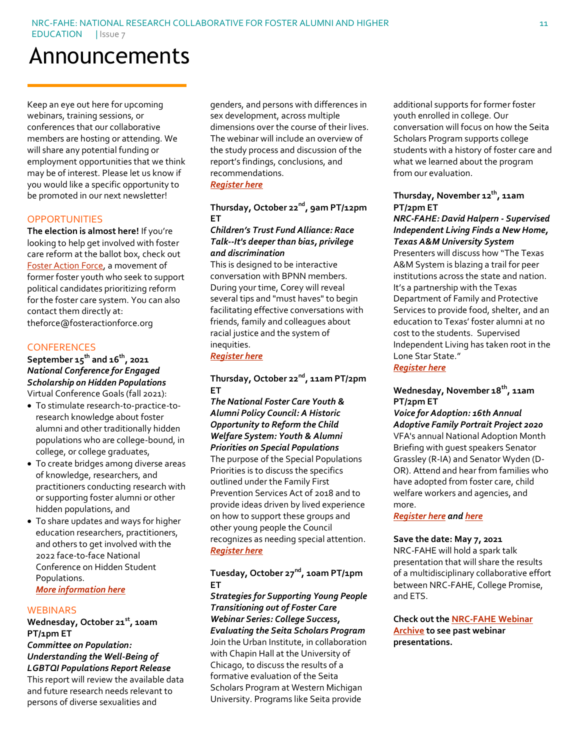# Announcements

Keep an eye out here for upcoming webinars, training sessions, or conferences that our collaborative members are hosting or attending. We will share any potential funding or employment opportunities that we think may be of interest. Please let us know if you would like a specific opportunity to be promoted in our next newsletter!

## OPPORTUNITIES

**The election is almost here!** If you're looking to help get involved with foster care reform at the ballot box, check out Foster Action Force, a movement of former foster youth who seek to support political candidates prioritizing reform for the foster care system. You can also contact them directly at: theforce@fosteractionforce.org

## CONFERENCES

**September 15th and 16th, 2021**
***National Conference for Engaged Scholarship on Hidden Populations***
Virtual Conference Goals (fall 2021):

- To stimulate research-to-practice-to-research knowledge about foster alumni and other traditionally hidden populations who are college-bound, in college, or college graduates,
- To create bridges among diverse areas of knowledge, researchers, and practitioners conducting research with or supporting foster alumni or other hidden populations, and
- To share updates and ways for higher education researchers, practitioners, and others to get involved with the 2022 face-to-face National Conference on Hidden Student Populations.

***More information here***

## WEBINARS

**Wednesday, October 21st, 10am PT/1pm ET**
***Committee on Population: Understanding the Well-Being of LGBTQI Populations Report Release***
This report will review the available data and future research needs relevant to persons of diverse sexualities and genders, and persons with differences in sex development, across multiple dimensions over the course of their lives. The webinar will include an overview of the study process and discussion of the report's findings, conclusions, and recommendations.
***Register here***

**Thursday, October 22nd, 9am PT/12pm ET**
***Children's Trust Fund Alliance: Race Talk--It's deeper than bias, privilege and discrimination***
This is designed to be interactive conversation with BPNN members. During your time, Corey will reveal several tips and "must haves" to begin facilitating effective conversations with friends, family and colleagues about racial justice and the system of inequities.
***Register here***

**Thursday, October 22nd, 11am PT/2pm ET**
***The National Foster Care Youth & Alumni Policy Council: A Historic Opportunity to Reform the Child Welfare System: Youth & Alumni Priorities on Special Populations***
The purpose of the Special Populations Priorities is to discuss the specifics outlined under the Family First Prevention Services Act of 2018 and to provide ideas driven by lived experience on how to support these groups and other young people the Council recognizes as needing special attention.
***Register here***

**Tuesday, October 27th, 10am PT/1pm ET**
***Strategies for Supporting Young People Transitioning out of Foster Care Webinar Series: College Success, Evaluating the Seita Scholars Program***
Join the Urban Institute, in collaboration with Chapin Hall at the University of Chicago, to discuss the results of a formative evaluation of the Seita Scholars Program at Western Michigan University. Programs like Seita provide additional supports for former foster youth enrolled in college. Our conversation will focus on how the Seita Scholars Program supports college students with a history of foster care and what we learned about the program from our evaluation.

**Thursday, November 12th, 11am PT/2pm ET**
***NRC-FAHE: David Halpern - Supervised Independent Living Finds a New Home, Texas A&M University System***
Presenters will discuss how "The Texas A&M System is blazing a trail for peer institutions across the state and nation. It's a partnership with the Texas Department of Family and Protective Services to provide food, shelter, and an education to Texas' foster alumni at no cost to the students. Supervised Independent Living has taken root in the Lone Star State."
***Register here***

**Wednesday, November 18th, 11am PT/2pm ET**
***Voice for Adoption: 16th Annual Adoptive Family Portrait Project 2020***
VFA's annual National Adoption Month Briefing with guest speakers Senator Grassley (R-IA) and Senator Wyden (D-OR). Attend and hear from families who have adopted from foster care, child welfare workers and agencies, and more.
***Register here and here***

**Save the date: May 7, 2021**
NRC-FAHE will hold a spark talk presentation that will share the results of a multidisciplinary collaborative effort between NRC-FAHE, College Promise, and ETS.

**Check out the NRC-FAHE Webinar Archive to see past webinar presentations.**